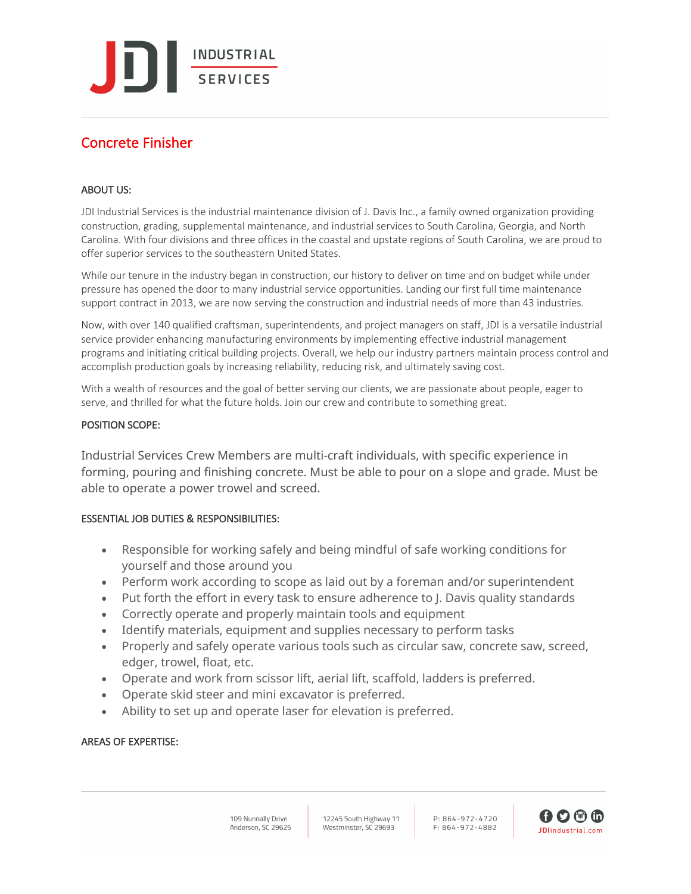# Concrete Finisher

## ABOUT US:

JDI Industrial Services is the industrial maintenance division of J. Davis Inc., a family owned organization providing construction, grading, supplemental maintenance, and industrial services to South Carolina, Georgia, and North Carolina. With four divisions and three offices in the coastal and upstate regions of South Carolina, we are proud to offer superior services to the southeastern United States.

While our tenure in the industry began in construction, our history to deliver on time and on budget while under pressure has opened the door to many industrial service opportunities. Landing our first full time maintenance support contract in 2013, we are now serving the construction and industrial needs of more than 43 industries.

Now, with over 140 qualified craftsman, superintendents, and project managers on staff, JDI is a versatile industrial service provider enhancing manufacturing environments by implementing effective industrial management programs and initiating critical building projects. Overall, we help our industry partners maintain process control and accomplish production goals by increasing reliability, reducing risk, and ultimately saving cost.

With a wealth of resources and the goal of better serving our clients, we are passionate about people, eager to serve, and thrilled for what the future holds. Join our crew and contribute to something great.

## POSITION SCOPE:

Industrial Services Crew Members are multi-craft individuals, with specific experience in forming, pouring and finishing concrete. Must be able to pour on a slope and grade. Must be able to operate a power trowel and screed.

## ESSENTIAL JOB DUTIES & RESPONSIBILITIES:

- Responsible for working safely and being mindful of safe working conditions for yourself and those around you
- Perform work according to scope as laid out by a foreman and/or superintendent
- Put forth the effort in every task to ensure adherence to J. Davis quality standards
- Correctly operate and properly maintain tools and equipment
- Identify materials, equipment and supplies necessary to perform tasks
- Properly and safely operate various tools such as circular saw, concrete saw, screed, edger, trowel, float, etc.
- Operate and work from scissor lift, aerial lift, scaffold, ladders is preferred.
- Operate skid steer and mini excavator is preferred.
- Ability to set up and operate laser for elevation is preferred.

## AREAS OF EXPERTISE: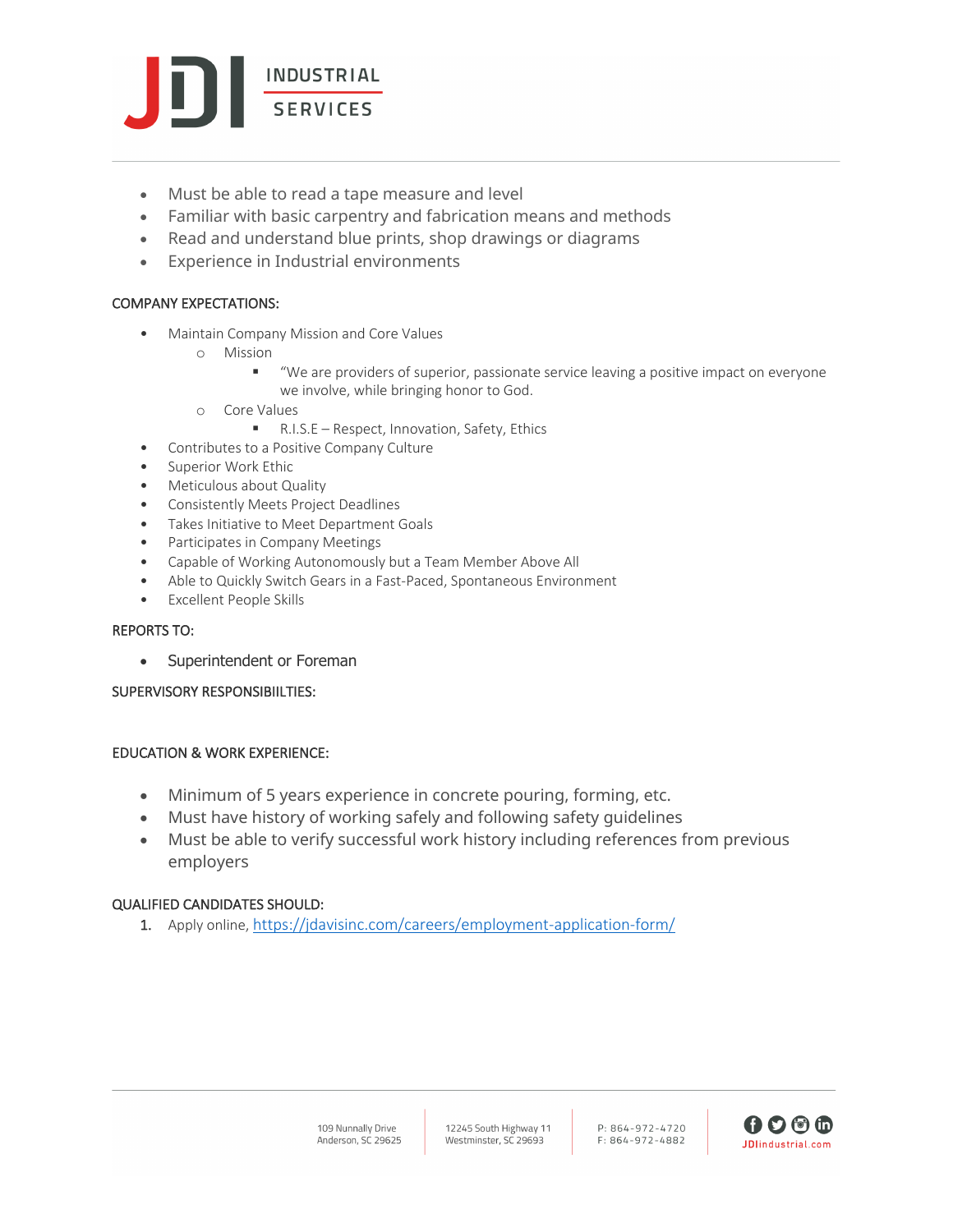- Must be able to read a tape measure and level
- Familiar with basic carpentry and fabrication means and methods
- Read and understand blue prints, shop drawings or diagrams
- Experience in Industrial environments

COMPANY EXPECTATIONS:

- Maintain Company Mission and Core Values
  - Mission
    - "We are providers of superior, passionate service leaving a positive impact on everyone we involve, while bringing honor to God.
  - Core Values
    - R.I.S.E – Respect, Innovation, Safety, Ethics
- Contributes to a Positive Company Culture
- Superior Work Ethic
- Meticulous about Quality
- Consistently Meets Project Deadlines
- Takes Initiative to Meet Department Goals
- Participates in Company Meetings
- Capable of Working Autonomously but a Team Member Above All
- Able to Quickly Switch Gears in a Fast-Paced, Spontaneous Environment
- Excellent People Skills

REPORTS TO:

- Superintendent or Foreman

SUPERVISORY RESPONSIBIILTIES:

EDUCATION & WORK EXPERIENCE:

- Minimum of 5 years experience in concrete pouring, forming, etc.
- Must have history of working safely and following safety guidelines
- Must be able to verify successful work history including references from previous employers

QUALIFIED CANDIDATES SHOULD:

1. Apply online, https://jdavisinc.com/careers/employment-application-form/